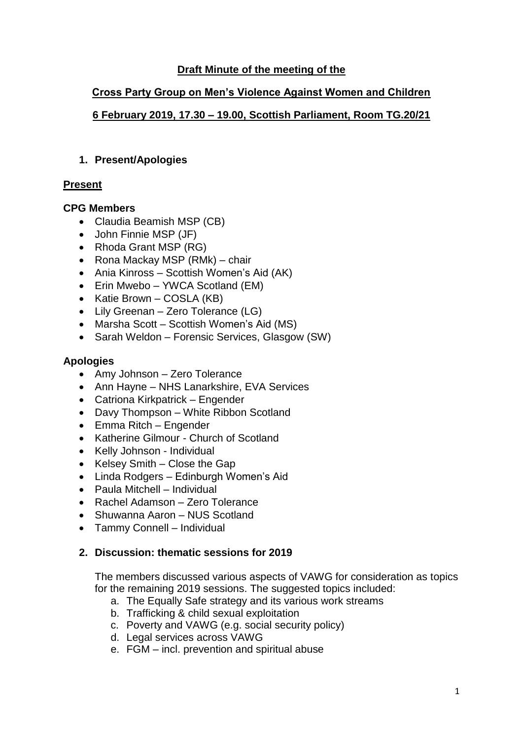**Draft Minute of the meeting of the**

**Cross Party Group on Men's Violence Against Women and Children**

**6 February 2019, 17.30 – 19.00, Scottish Parliament, Room TG.20/21**

## 1. Present/Apologies

### Present

**CPG Members**

- Claudia Beamish MSP (CB)
- John Finnie MSP (JF)
- Rhoda Grant MSP (RG)
- Rona Mackay MSP (RMk) – chair
- Ania Kinross – Scottish Women's Aid (AK)
- Erin Mwebo – YWCA Scotland (EM)
- Katie Brown – COSLA (KB)
- Lily Greenan – Zero Tolerance (LG)
- Marsha Scott – Scottish Women's Aid (MS)
- Sarah Weldon – Forensic Services, Glasgow (SW)

**Apologies**

- Amy Johnson – Zero Tolerance
- Ann Hayne – NHS Lanarkshire, EVA Services
- Catriona Kirkpatrick – Engender
- Davy Thompson – White Ribbon Scotland
- Emma Ritch – Engender
- Katherine Gilmour - Church of Scotland
- Kelly Johnson - Individual
- Kelsey Smith – Close the Gap
- Linda Rodgers – Edinburgh Women's Aid
- Paula Mitchell – Individual
- Rachel Adamson – Zero Tolerance
- Shuwanna Aaron – NUS Scotland
- Tammy Connell – Individual

## 2. Discussion: thematic sessions for 2019

The members discussed various aspects of VAWG for consideration as topics for the remaining 2019 sessions. The suggested topics included:

a. The Equally Safe strategy and its various work streams
b. Trafficking & child sexual exploitation
c. Poverty and VAWG (e.g. social security policy)
d. Legal services across VAWG
e. FGM – incl. prevention and spiritual abuse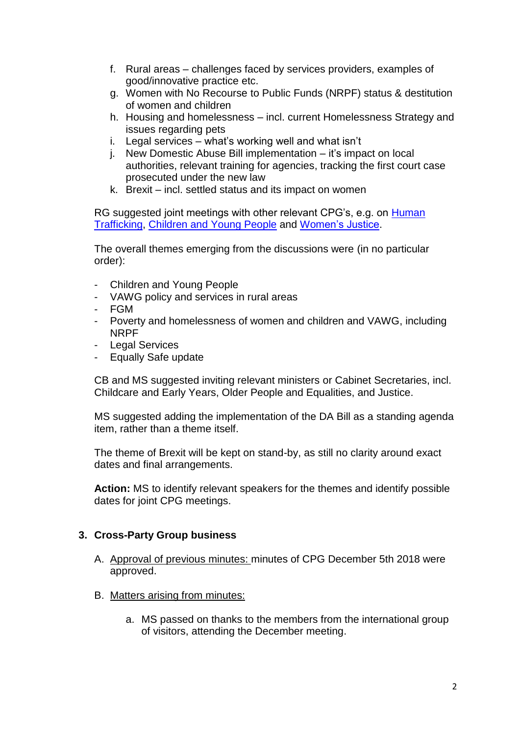f. Rural areas – challenges faced by services providers, examples of good/innovative practice etc.
g. Women with No Recourse to Public Funds (NRPF) status & destitution of women and children
h. Housing and homelessness – incl. current Homelessness Strategy and issues regarding pets
i. Legal services – what's working well and what isn't
j. New Domestic Abuse Bill implementation – it's impact on local authorities, relevant training for agencies, tracking the first court case prosecuted under the new law
k. Brexit – incl. settled status and its impact on women

RG suggested joint meetings with other relevant CPG's, e.g. on Human Trafficking, Children and Young People and Women's Justice.

The overall themes emerging from the discussions were (in no particular order):

- Children and Young People
- VAWG policy and services in rural areas
- FGM
- Poverty and homelessness of women and children and VAWG, including NRPF
- Legal Services
- Equally Safe update

CB and MS suggested inviting relevant ministers or Cabinet Secretaries, incl. Childcare and Early Years, Older People and Equalities, and Justice.

MS suggested adding the implementation of the DA Bill as a standing agenda item, rather than a theme itself.

The theme of Brexit will be kept on stand-by, as still no clarity around exact dates and final arrangements.

**Action:** MS to identify relevant speakers for the themes and identify possible dates for joint CPG meetings.

## 3. Cross-Party Group business

A. Approval of previous minutes: minutes of CPG December 5th 2018 were approved.

B. Matters arising from minutes:

a. MS passed on thanks to the members from the international group of visitors, attending the December meeting.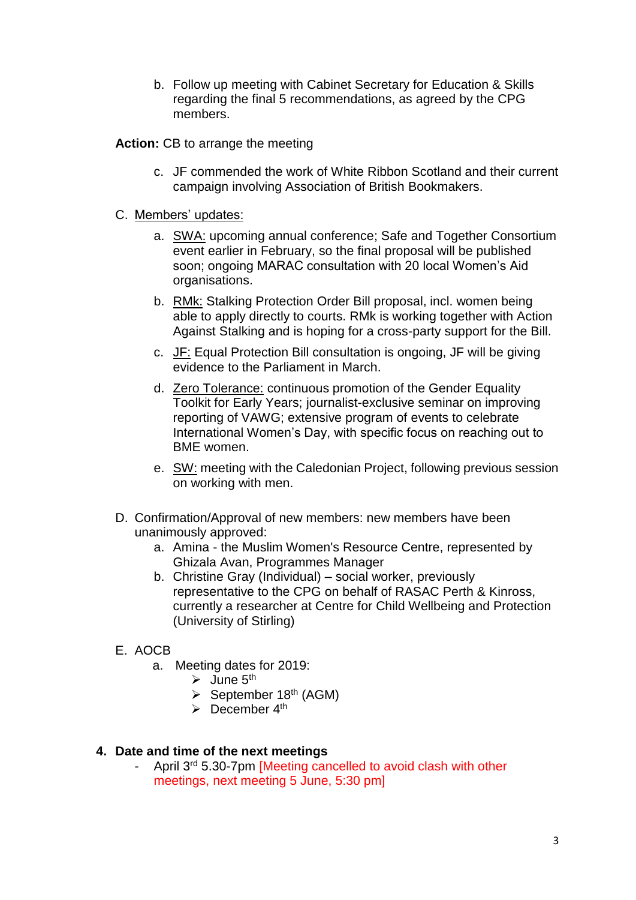b. Follow up meeting with Cabinet Secretary for Education & Skills regarding the final 5 recommendations, as agreed by the CPG members.

**Action:** CB to arrange the meeting

c. JF commended the work of White Ribbon Scotland and their current campaign involving Association of British Bookmakers.

C. Members' updates:

a. SWA: upcoming annual conference; Safe and Together Consortium event earlier in February, so the final proposal will be published soon; ongoing MARAC consultation with 20 local Women's Aid organisations.

b. RMk: Stalking Protection Order Bill proposal, incl. women being able to apply directly to courts. RMk is working together with Action Against Stalking and is hoping for a cross-party support for the Bill.

c. JF: Equal Protection Bill consultation is ongoing, JF will be giving evidence to the Parliament in March.

d. Zero Tolerance: continuous promotion of the Gender Equality Toolkit for Early Years; journalist-exclusive seminar on improving reporting of VAWG; extensive program of events to celebrate International Women's Day, with specific focus on reaching out to BME women.

e. SW: meeting with the Caledonian Project, following previous session on working with men.

D. Confirmation/Approval of new members: new members have been unanimously approved:

a. Amina - the Muslim Women's Resource Centre, represented by Ghizala Avan, Programmes Manager

b. Christine Gray (Individual) – social worker, previously representative to the CPG on behalf of RASAC Perth & Kinross, currently a researcher at Centre for Child Wellbeing and Protection (University of Stirling)

E. AOCB

a. Meeting dates for 2019:
   - June 5th
   - September 18th (AGM)
   - December 4th

**4. Date and time of the next meetings**

- April 3rd 5.30-7pm [Meeting cancelled to avoid clash with other meetings, next meeting 5 June, 5:30 pm]